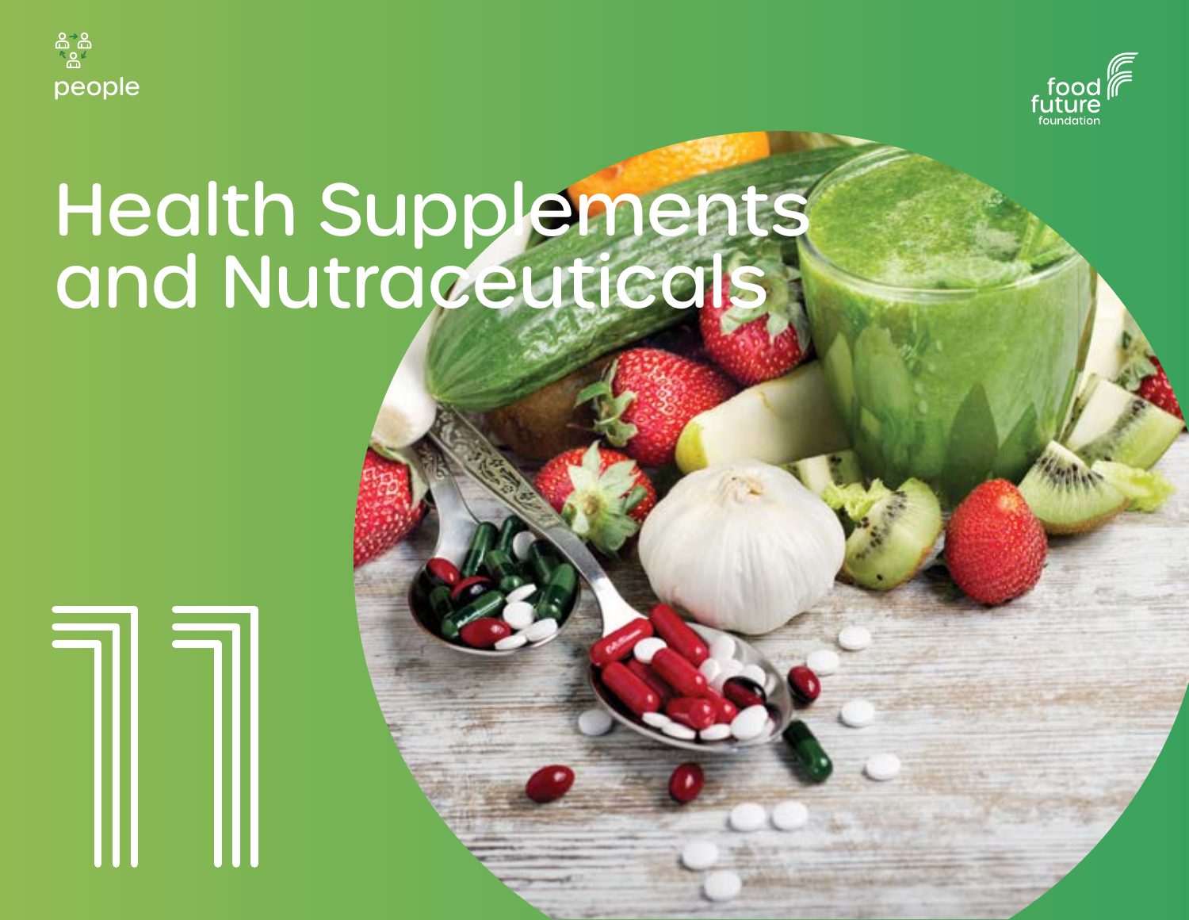people

food future foundation

# Health Supplements and Nutraceuticals

11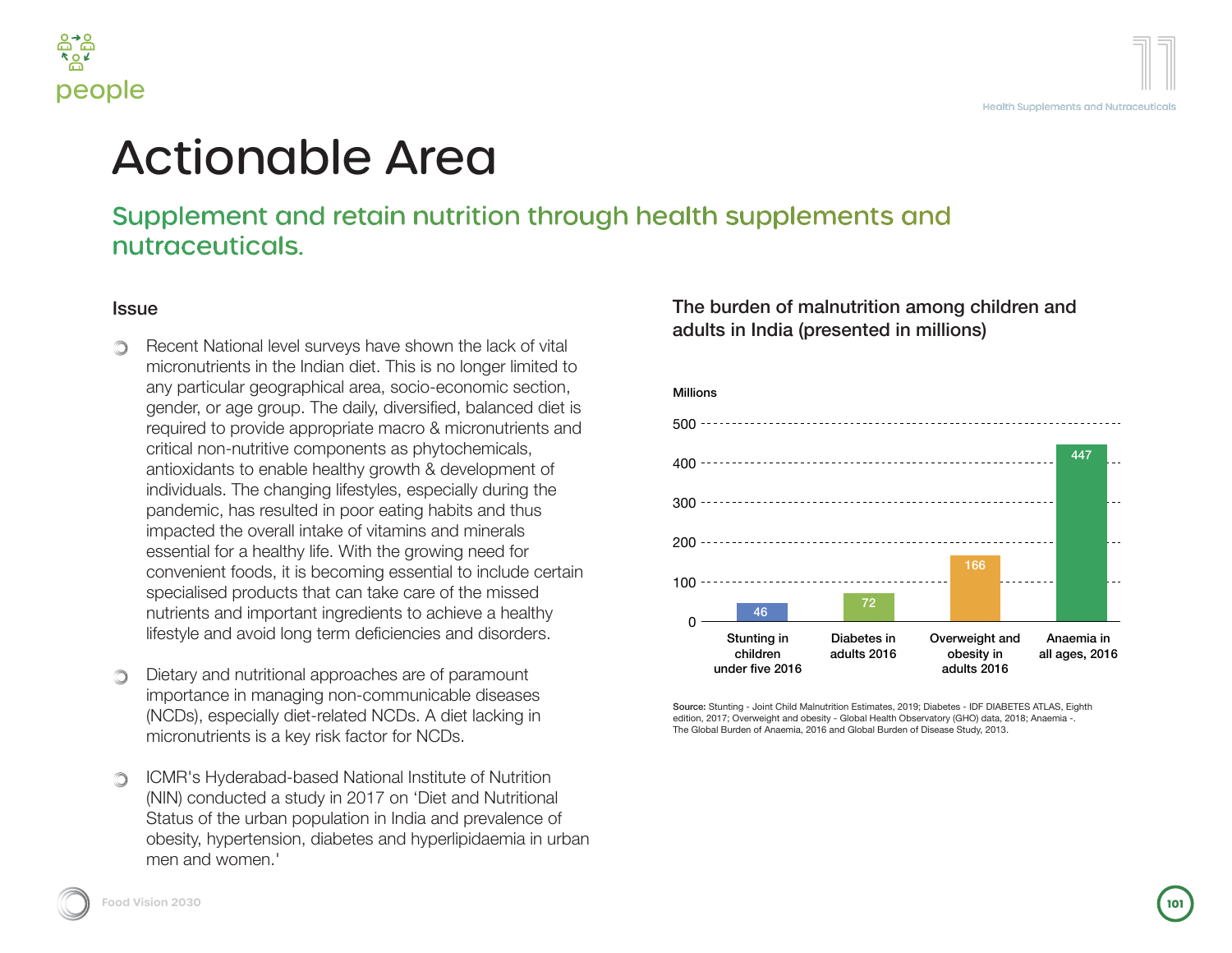# Actionable Area

## Supplement and retain nutrition through health supplements and nutraceuticals.

### Issue

- Recent National level surveys have shown the lack of vital micronutrients in the Indian diet. This is no longer limited to any particular geographical area, socio-economic section, gender, or age group. The daily, diversified, balanced diet is required to provide appropriate macro & micronutrients and critical non-nutritive components as phytochemicals, antioxidants to enable healthy growth & development of individuals. The changing lifestyles, especially during the pandemic, has resulted in poor eating habits and thus impacted the overall intake of vitamins and minerals essential for a healthy life. With the growing need for convenient foods, it is becoming essential to include certain specialised products that can take care of the missed nutrients and important ingredients to achieve a healthy lifestyle and avoid long term deficiencies and disorders.
- Dietary and nutritional approaches are of paramount importance in managing non-communicable diseases (NCDs), especially diet-related NCDs. A diet lacking in micronutrients is a key risk factor for NCDs.
- ICMR's Hyderabad-based National Institute of Nutrition (NIN) conducted a study in 2017 on 'Diet and Nutritional Status of the urban population in India and prevalence of obesity, hypertension, diabetes and hyperlipidaemia in urban men and women.'

### The burden of malnutrition among children and adults in India (presented in millions)

| Category | Millions |
|---|---|
| Stunting in children under five 2016 | 46 |
| Diabetes in adults 2016 | 72 |
| Overweight and obesity in adults 2016 | 166 |
| Anaemia in all ages, 2016 | 447 |

**Source:** Stunting - Joint Child Malnutrition Estimates, 2019; Diabetes - IDF DIABETES ATLAS, Eighth edition, 2017; Overweight and obesity - Global Health Observatory (GHO) data, 2018; Anaemia -. The Global Burden of Anaemia, 2016 and Global Burden of Disease Study, 2013.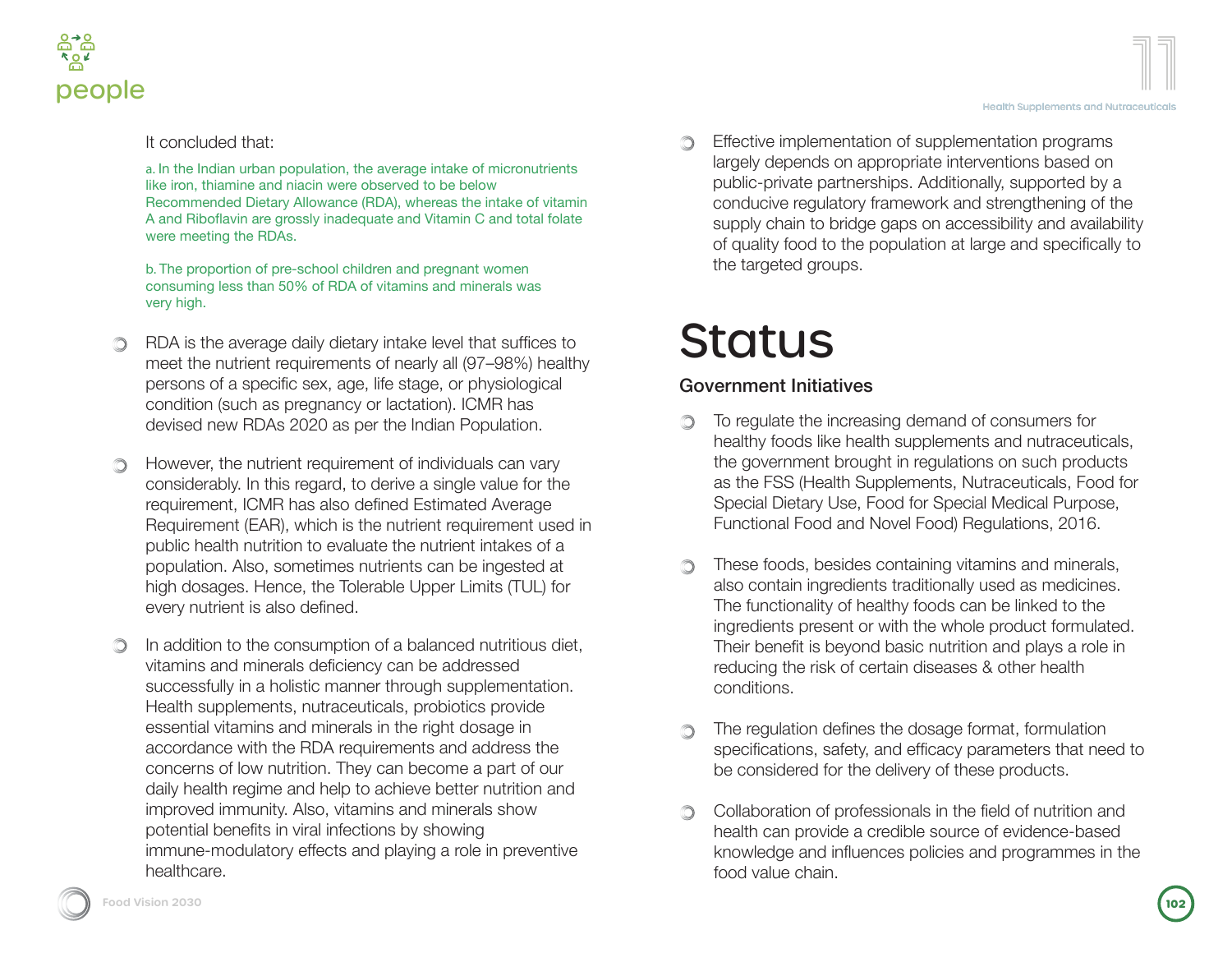It concluded that:

a. In the Indian urban population, the average intake of micronutrients like iron, thiamine and niacin were observed to be below Recommended Dietary Allowance (RDA), whereas the intake of vitamin A and Riboflavin are grossly inadequate and Vitamin C and total folate were meeting the RDAs.

b. The proportion of pre-school children and pregnant women consuming less than 50% of RDA of vitamins and minerals was very high.

- RDA is the average daily dietary intake level that suffices to meet the nutrient requirements of nearly all (97–98%) healthy persons of a specific sex, age, life stage, or physiological condition (such as pregnancy or lactation). ICMR has devised new RDAs 2020 as per the Indian Population.

- However, the nutrient requirement of individuals can vary considerably. In this regard, to derive a single value for the requirement, ICMR has also defined Estimated Average Requirement (EAR), which is the nutrient requirement used in public health nutrition to evaluate the nutrient intakes of a population. Also, sometimes nutrients can be ingested at high dosages. Hence, the Tolerable Upper Limits (TUL) for every nutrient is also defined.

- In addition to the consumption of a balanced nutritious diet, vitamins and minerals deficiency can be addressed successfully in a holistic manner through supplementation. Health supplements, nutraceuticals, probiotics provide essential vitamins and minerals in the right dosage in accordance with the RDA requirements and address the concerns of low nutrition. They can become a part of our daily health regime and help to achieve better nutrition and improved immunity. Also, vitamins and minerals show potential benefits in viral infections by showing immune-modulatory effects and playing a role in preventive healthcare.

- Effective implementation of supplementation programs largely depends on appropriate interventions based on public-private partnerships. Additionally, supported by a conducive regulatory framework and strengthening of the supply chain to bridge gaps on accessibility and availability of quality food to the population at large and specifically to the targeted groups.

# Status

## Government Initiatives

- To regulate the increasing demand of consumers for healthy foods like health supplements and nutraceuticals, the government brought in regulations on such products as the FSS (Health Supplements, Nutraceuticals, Food for Special Dietary Use, Food for Special Medical Purpose, Functional Food and Novel Food) Regulations, 2016.

- These foods, besides containing vitamins and minerals, also contain ingredients traditionally used as medicines. The functionality of healthy foods can be linked to the ingredients present or with the whole product formulated. Their benefit is beyond basic nutrition and plays a role in reducing the risk of certain diseases & other health conditions.

- The regulation defines the dosage format, formulation specifications, safety, and efficacy parameters that need to be considered for the delivery of these products.

- Collaboration of professionals in the field of nutrition and health can provide a credible source of evidence-based knowledge and influences policies and programmes in the food value chain.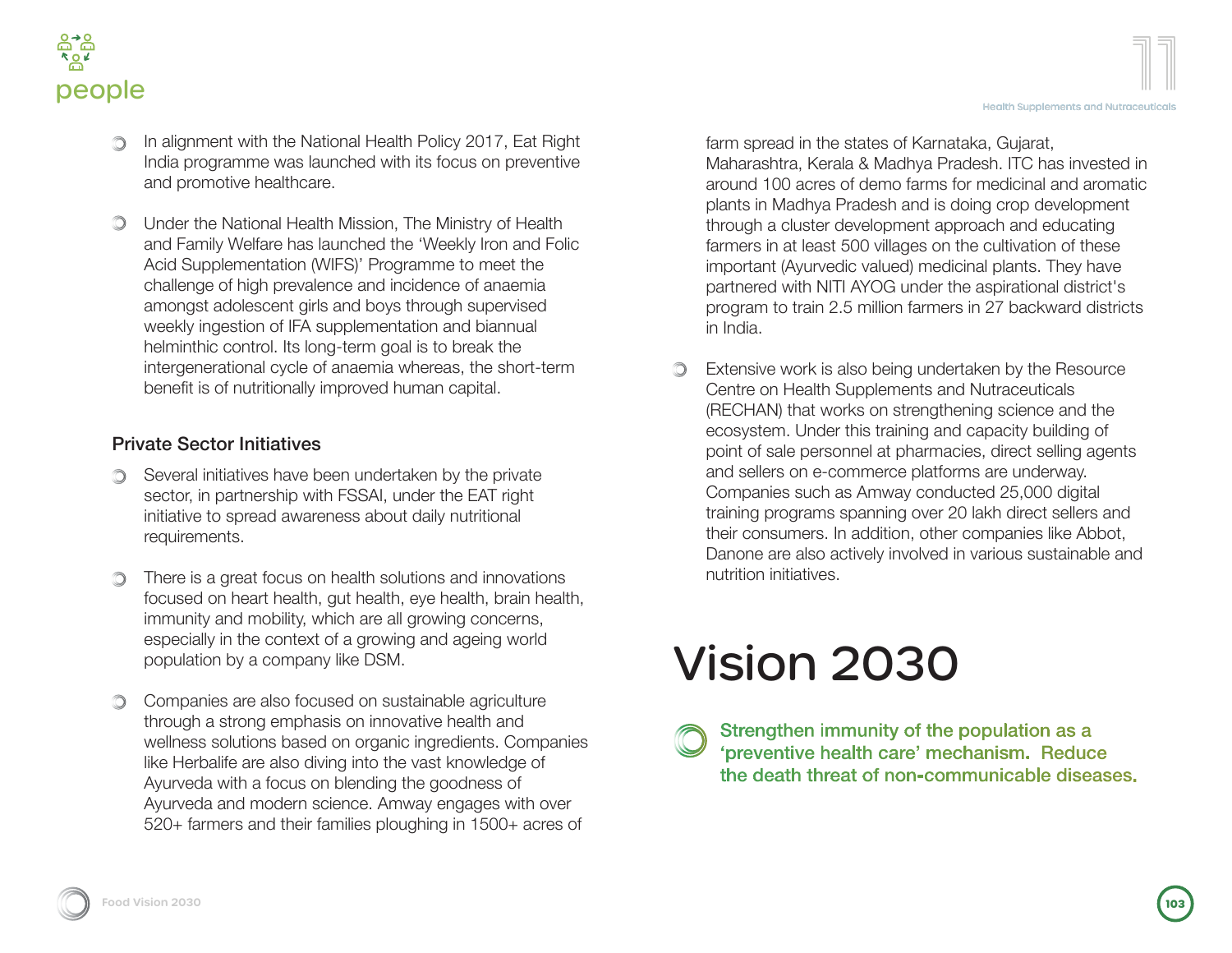- In alignment with the National Health Policy 2017, Eat Right India programme was launched with its focus on preventive and promotive healthcare.

- Under the National Health Mission, The Ministry of Health and Family Welfare has launched the 'Weekly Iron and Folic Acid Supplementation (WIFS)' Programme to meet the challenge of high prevalence and incidence of anaemia amongst adolescent girls and boys through supervised weekly ingestion of IFA supplementation and biannual helminthic control. Its long-term goal is to break the intergenerational cycle of anaemia whereas, the short-term benefit is of nutritionally improved human capital.

### Private Sector Initiatives

- Several initiatives have been undertaken by the private sector, in partnership with FSSAI, under the EAT right initiative to spread awareness about daily nutritional requirements.

- There is a great focus on health solutions and innovations focused on heart health, gut health, eye health, brain health, immunity and mobility, which are all growing concerns, especially in the context of a growing and ageing world population by a company like DSM.

- Companies are also focused on sustainable agriculture through a strong emphasis on innovative health and wellness solutions based on organic ingredients. Companies like Herbalife are also diving into the vast knowledge of Ayurveda with a focus on blending the goodness of Ayurveda and modern science. Amway engages with over 520+ farmers and their families ploughing in 1500+ acres of farm spread in the states of Karnataka, Gujarat, Maharashtra, Kerala & Madhya Pradesh. ITC has invested in around 100 acres of demo farms for medicinal and aromatic plants in Madhya Pradesh and is doing crop development through a cluster development approach and educating farmers in at least 500 villages on the cultivation of these important (Ayurvedic valued) medicinal plants. They have partnered with NITI AYOG under the aspirational district's program to train 2.5 million farmers in 27 backward districts in India.

- Extensive work is also being undertaken by the Resource Centre on Health Supplements and Nutraceuticals (RECHAN) that works on strengthening science and the ecosystem. Under this training and capacity building of point of sale personnel at pharmacies, direct selling agents and sellers on e-commerce platforms are underway. Companies such as Amway conducted 25,000 digital training programs spanning over 20 lakh direct sellers and their consumers. In addition, other companies like Abbot, Danone are also actively involved in various sustainable and nutrition initiatives.

# Vision 2030

**Strengthen immunity of the population as a 'preventive health care' mechanism. Reduce the death threat of non-communicable diseases.**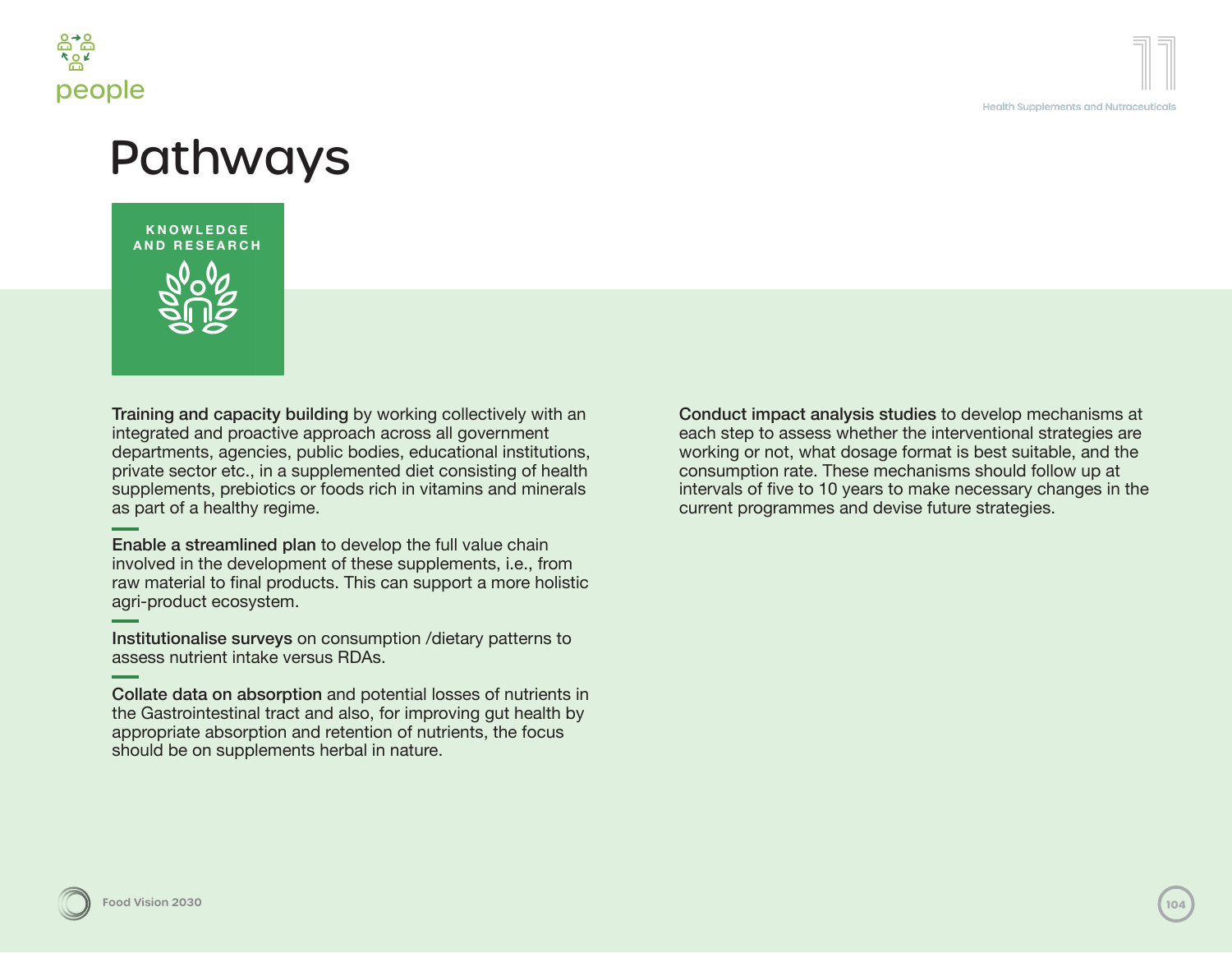# Pathways

## KNOWLEDGE AND RESEARCH

**Training and capacity building** by working collectively with an integrated and proactive approach across all government departments, agencies, public bodies, educational institutions, private sector etc., in a supplemented diet consisting of health supplements, prebiotics or foods rich in vitamins and minerals as part of a healthy regime.

**Enable a streamlined plan** to develop the full value chain involved in the development of these supplements, i.e., from raw material to final products. This can support a more holistic agri-product ecosystem.

**Institutionalise surveys** on consumption /dietary patterns to assess nutrient intake versus RDAs.

**Collate data on absorption** and potential losses of nutrients in the Gastrointestinal tract and also, for improving gut health by appropriate absorption and retention of nutrients, the focus should be on supplements herbal in nature.

**Conduct impact analysis studies** to develop mechanisms at each step to assess whether the interventional strategies are working or not, what dosage format is best suitable, and the consumption rate. These mechanisms should follow up at intervals of five to 10 years to make necessary changes in the current programmes and devise future strategies.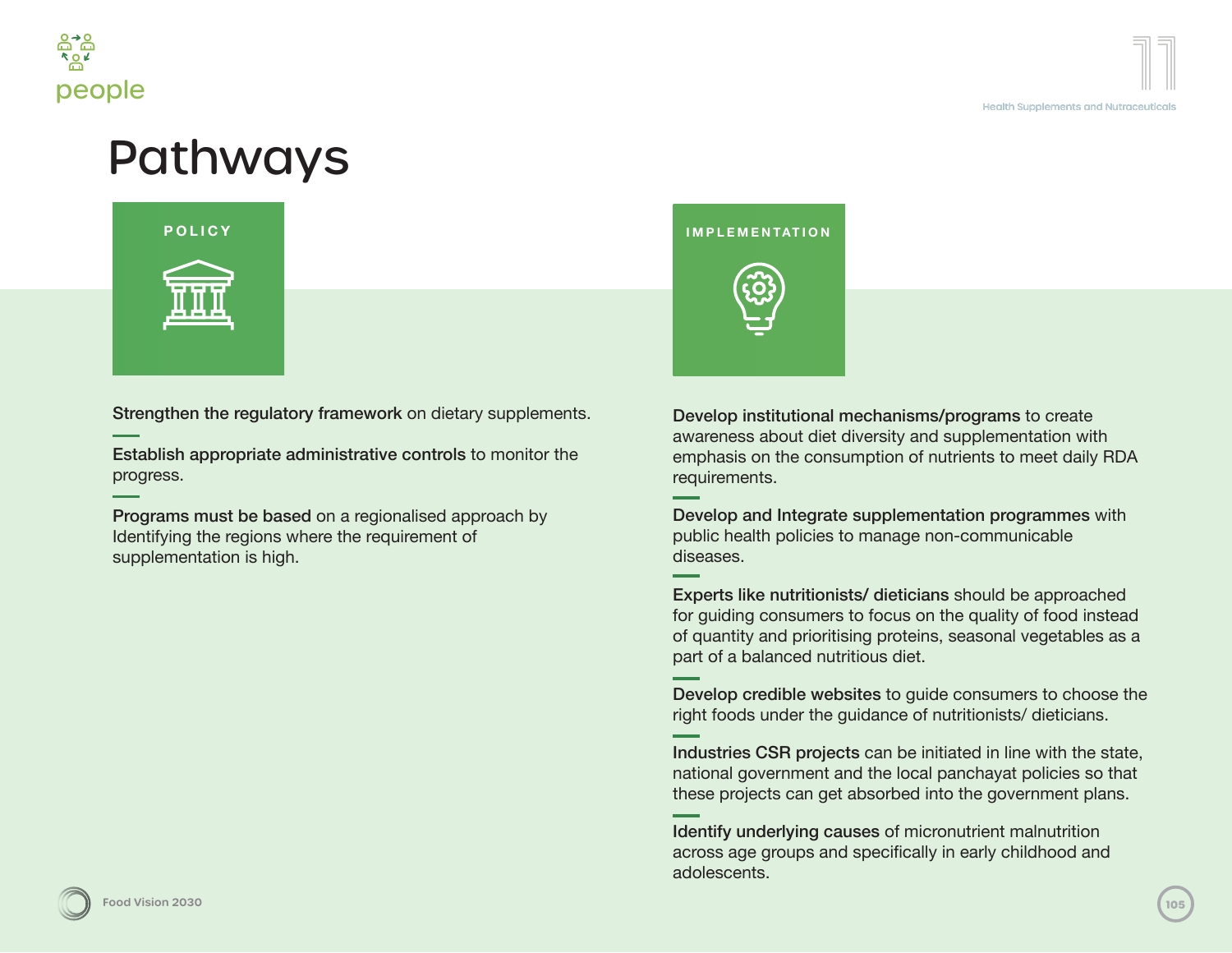# Pathways

## POLICY

**Strengthen the regulatory framework** on dietary supplements.

**Establish appropriate administrative controls** to monitor the progress.

**Programs must be based** on a regionalised approach by Identifying the regions where the requirement of supplementation is high.

## IMPLEMENTATION

**Develop institutional mechanisms/programs** to create awareness about diet diversity and supplementation with emphasis on the consumption of nutrients to meet daily RDA requirements.

**Develop and Integrate supplementation programmes** with public health policies to manage non-communicable diseases.

**Experts like nutritionists/ dieticians** should be approached for guiding consumers to focus on the quality of food instead of quantity and prioritising proteins, seasonal vegetables as a part of a balanced nutritious diet.

**Develop credible websites** to guide consumers to choose the right foods under the guidance of nutritionists/ dieticians.

**Industries CSR projects** can be initiated in line with the state, national government and the local panchayat policies so that these projects can get absorbed into the government plans.

**Identify underlying causes** of micronutrient malnutrition across age groups and specifically in early childhood and adolescents.